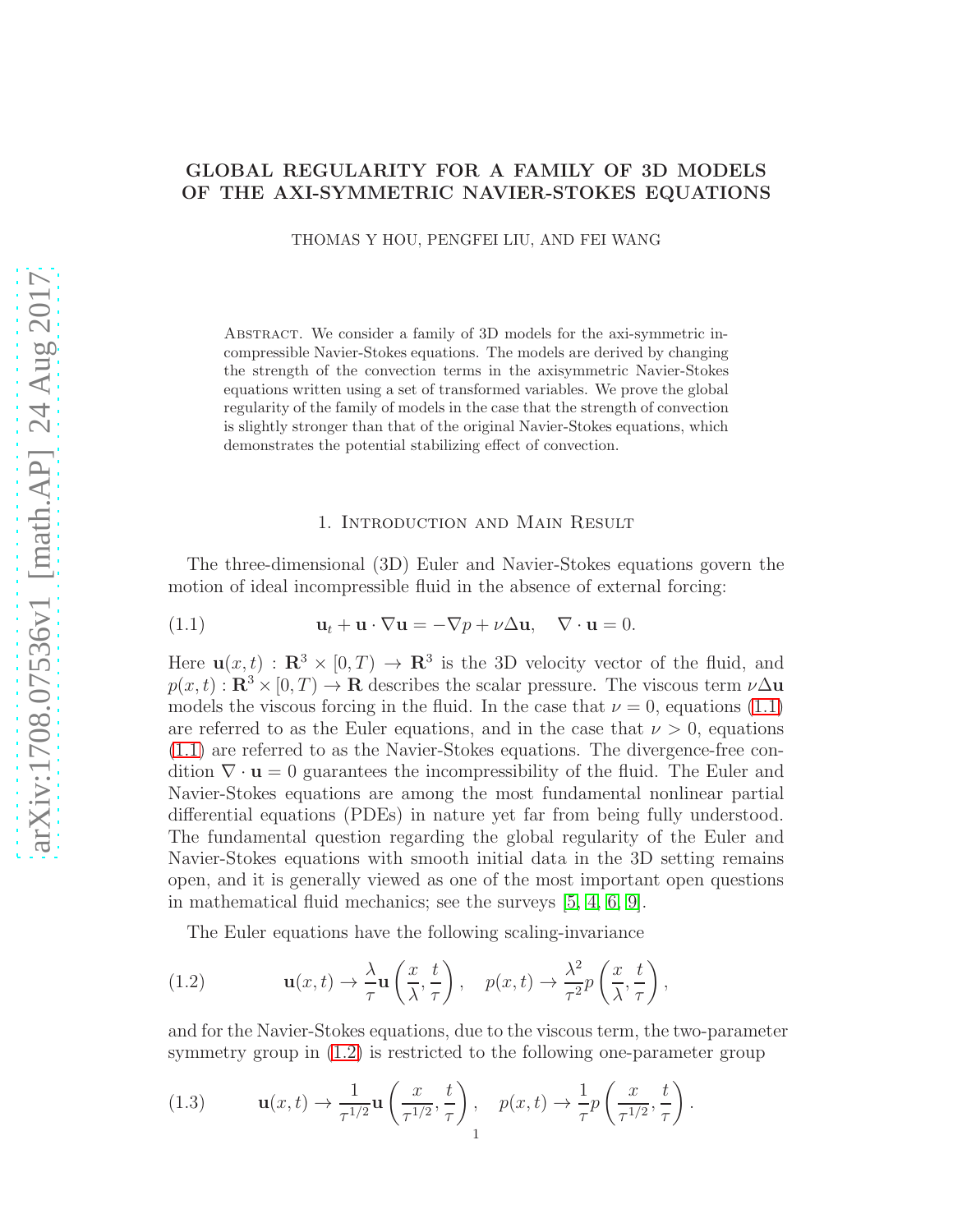# GLOBAL REGULARITY FOR A FAMILY OF 3D MODELS OF THE AXI-SYMMETRIC NAVIER-STOKES EQUATIONS

THOMAS Y HOU, PENGFEI LIU, AND FEI WANG

Abstract. We consider a family of 3D models for the axi-symmetric incompressible Navier-Stokes equations. The models are derived by changing the strength of the convection terms in the axisymmetric Navier-Stokes equations written using a set of transformed variables. We prove the global regularity of the family of models in the case that the strength of convection is slightly stronger than that of the original Navier-Stokes equations, which demonstrates the potential stabilizing effect of convection.

## 1. Introduction and Main Result

The three-dimensional (3D) Euler and Navier-Stokes equations govern the motion of ideal incompressible fluid in the absence of external forcing:

$$\mathbf{u}_t + \mathbf{u} \cdot \nabla \mathbf{u} = -\nabla p + \nu \Delta \mathbf{u}, \quad \nabla \cdot \mathbf{u} = 0. \tag{1.1}$$

Here $\mathbf{u}(x,t) : \mathbf{R}^3 \times [0,T) \to \mathbf{R}^3$ is the 3D velocity vector of the fluid, and $p(x,t) : \mathbf{R}^3 \times [0,T) \to \mathbf{R}$ describes the scalar pressure. The viscous term $\nu \Delta \mathbf{u}$ models the viscous forcing in the fluid. In the case that $\nu = 0$, equations (1.1) are referred to as the Euler equations, and in the case that $\nu > 0$, equations (1.1) are referred to as the Navier-Stokes equations. The divergence-free condition $\nabla \cdot \mathbf{u} = 0$ guarantees the incompressibility of the fluid. The Euler and Navier-Stokes equations are among the most fundamental nonlinear partial differential equations (PDEs) in nature yet far from being fully understood. The fundamental question regarding the global regularity of the Euler and Navier-Stokes equations with smooth initial data in the 3D setting remains open, and it is generally viewed as one of the most important open questions in mathematical fluid mechanics; see the surveys [5, 4, 6, 9].

The Euler equations have the following scaling-invariance

$$\mathbf{u}(x,t) \to \frac{\lambda}{\tau} \mathbf{u}\left(\frac{x}{\lambda}, \frac{t}{\tau}\right), \quad p(x,t) \to \frac{\lambda^2}{\tau^2} p\left(\frac{x}{\lambda}, \frac{t}{\tau}\right), \tag{1.2}$$

and for the Navier-Stokes equations, due to the viscous term, the two-parameter symmetry group in (1.2) is restricted to the following one-parameter group

$$\mathbf{u}(x,t) \to \frac{1}{\tau^{1/2}} \mathbf{u}\left(\frac{x}{\tau^{1/2}}, \frac{t}{\tau}\right), \quad p(x,t) \to \frac{1}{\tau} p\left(\frac{x}{\tau^{1/2}}, \frac{t}{\tau}\right). \tag{1.3}$$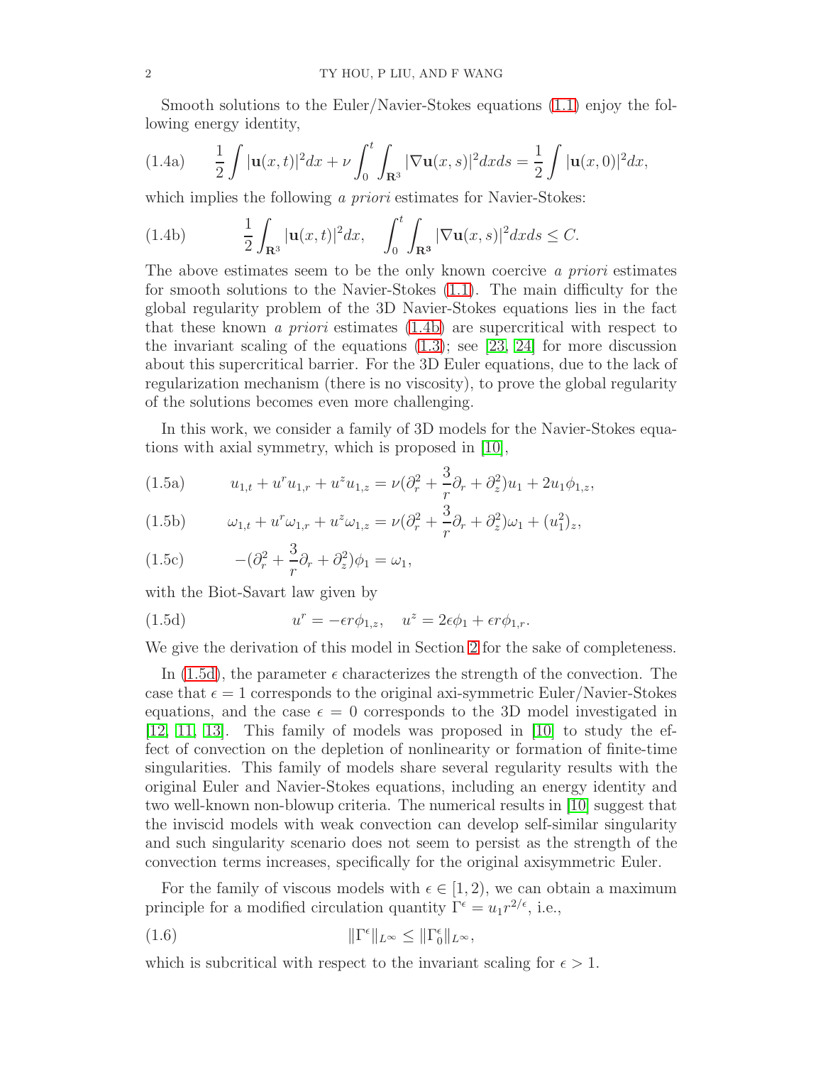Smooth solutions to the Euler/Navier-Stokes equations (1.1) enjoy the following energy identity,

$$\frac{1}{2}\int |\mathbf{u}(x,t)|^2 dx + \nu \int_0^t \int_{\mathbf{R}^3} |\nabla \mathbf{u}(x,s)|^2 dx ds = \frac{1}{2}\int |\mathbf{u}(x,0)|^2 dx, \tag{1.4a}$$

which implies the following *a priori* estimates for Navier-Stokes:

$$\frac{1}{2}\int_{\mathbf{R}^3} |\mathbf{u}(x,t)|^2 dx, \quad \int_0^t \int_{\mathbf{R}^3} |\nabla \mathbf{u}(x,s)|^2 dx ds \leq C. \tag{1.4b}$$

The above estimates seem to be the only known coercive *a priori* estimates for smooth solutions to the Navier-Stokes (1.1). The main difficulty for the global regularity problem of the 3D Navier-Stokes equations lies in the fact that these known *a priori* estimates (1.4b) are supercritical with respect to the invariant scaling of the equations (1.3); see [23, 24] for more discussion about this supercritical barrier. For the 3D Euler equations, due to the lack of regularization mechanism (there is no viscosity), to prove the global regularity of the solutions becomes even more challenging.

In this work, we consider a family of 3D models for the Navier-Stokes equations with axial symmetry, which is proposed in [10],

$$u_{1,t} + u^r u_{1,r} + u^z u_{1,z} = \nu(\partial_r^2 + \frac{3}{r}\partial_r + \partial_z^2)u_1 + 2u_1\phi_{1,z}, \tag{1.5a}$$

$$\omega_{1,t} + u^r \omega_{1,r} + u^z \omega_{1,z} = \nu(\partial_r^2 + \frac{3}{r}\partial_r + \partial_z^2)\omega_1 + (u_1^2)_z, \tag{1.5b}$$

$$-(\partial_r^2 + \frac{3}{r}\partial_r + \partial_z^2)\phi_1 = \omega_1, \tag{1.5c}$$

with the Biot-Savart law given by

$$u^r = -\epsilon r \phi_{1,z}, \quad u^z = 2\epsilon\phi_1 + \epsilon r \phi_{1,r}. \tag{1.5d}$$

We give the derivation of this model in Section 2 for the sake of completeness.

In (1.5d), the parameter $\epsilon$ characterizes the strength of the convection. The case that $\epsilon = 1$ corresponds to the original axi-symmetric Euler/Navier-Stokes equations, and the case $\epsilon = 0$ corresponds to the 3D model investigated in [12, 11, 13]. This family of models was proposed in [10] to study the effect of convection on the depletion of nonlinearity or formation of finite-time singularities. This family of models share several regularity results with the original Euler and Navier-Stokes equations, including an energy identity and two well-known non-blowup criteria. The numerical results in [10] suggest that the inviscid models with weak convection can develop self-similar singularity and such singularity scenario does not seem to persist as the strength of the convection terms increases, specifically for the original axisymmetric Euler.

For the family of viscous models with $\epsilon \in [1, 2)$, we can obtain a maximum principle for a modified circulation quantity $\Gamma^\epsilon = u_1 r^{2/\epsilon}$, i.e.,

$$\|\Gamma^\epsilon\|_{L^\infty} \leq \|\Gamma_0^\epsilon\|_{L^\infty}, \tag{1.6}$$

which is subcritical with respect to the invariant scaling for $\epsilon > 1$.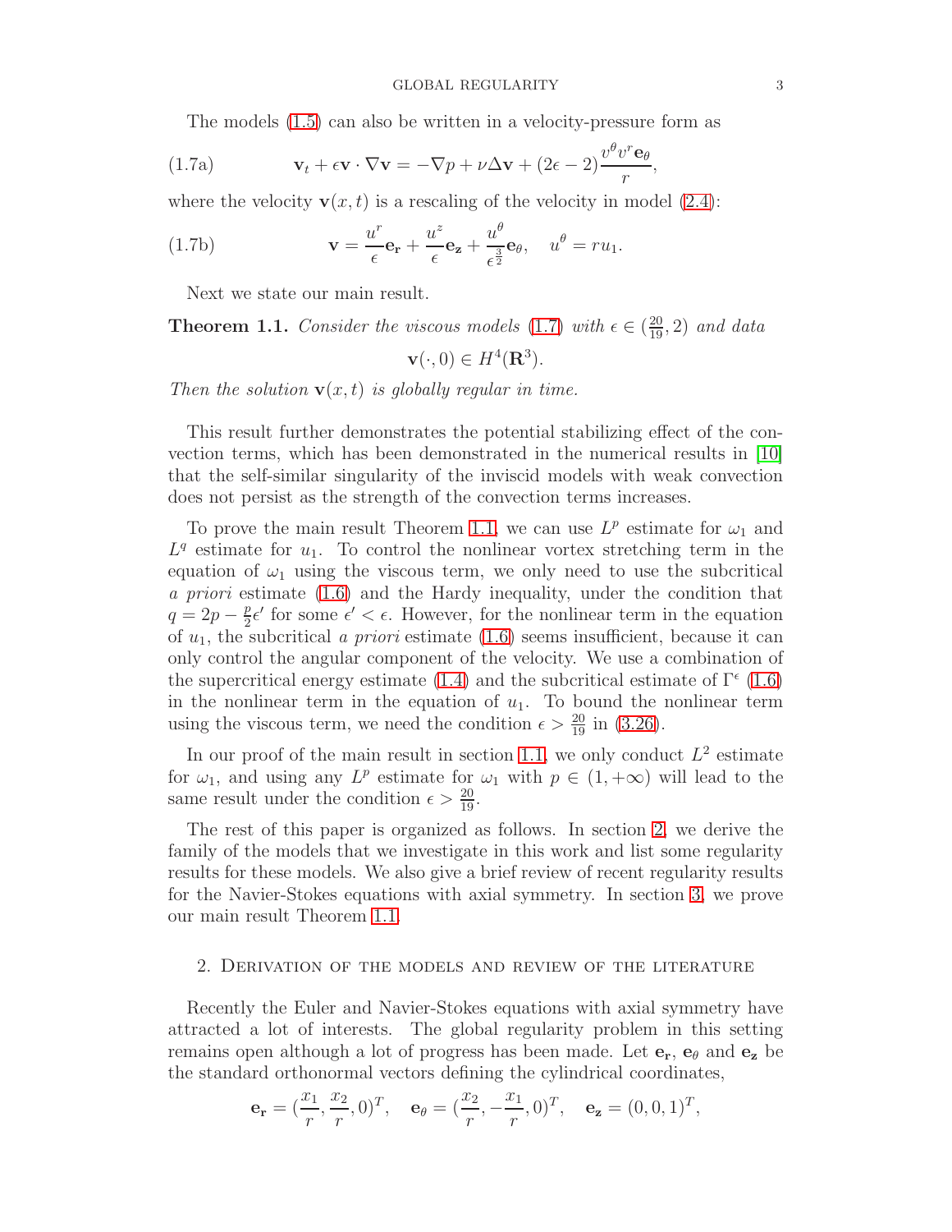The models (1.5) can also be written in a velocity-pressure form as

$$\mathbf{v}_t + \epsilon \mathbf{v} \cdot \nabla \mathbf{v} = -\nabla p + \nu \Delta \mathbf{v} + (2\epsilon - 2)\frac{v^\theta v^r \mathbf{e}_\theta}{r}, \tag{1.7a}$$

where the velocity $\mathbf{v}(x,t)$ is a rescaling of the velocity in model (2.4):

$$\mathbf{v} = \frac{u^r}{\epsilon}\mathbf{e_r} + \frac{u^z}{\epsilon}\mathbf{e_z} + \frac{u^\theta}{\epsilon^{\frac{3}{2}}}\mathbf{e}_\theta, \quad u^\theta = ru_1. \tag{1.7b}$$

Next we state our main result.

**Theorem 1.1.** *Consider the viscous models (1.7) with $\epsilon \in (\frac{20}{19}, 2)$ and data*

$$\mathbf{v}(\cdot, 0) \in H^4(\mathbf{R}^3).$$

*Then the solution $\mathbf{v}(x,t)$ is globally regular in time.*

This result further demonstrates the potential stabilizing effect of the convection terms, which has been demonstrated in the numerical results in [10] that the self-similar singularity of the inviscid models with weak convection does not persist as the strength of the convection terms increases.

To prove the main result Theorem 1.1, we can use $L^p$ estimate for $\omega_1$ and $L^q$ estimate for $u_1$. To control the nonlinear vortex stretching term in the equation of $\omega_1$ using the viscous term, we only need to use the subcritical *a priori* estimate (1.6) and the Hardy inequality, under the condition that $q = 2p - \frac{p}{2}\epsilon'$ for some $\epsilon' < \epsilon$. However, for the nonlinear term in the equation of $u_1$, the subcritical *a priori* estimate (1.6) seems insufficient, because it can only control the angular component of the velocity. We use a combination of the supercritical energy estimate (1.4) and the subcritical estimate of $\Gamma^\epsilon$ (1.6) in the nonlinear term in the equation of $u_1$. To bound the nonlinear term using the viscous term, we need the condition $\epsilon > \frac{20}{19}$ in (3.26).

In our proof of the main result in section 1.1, we only conduct $L^2$ estimate for $\omega_1$, and using any $L^p$ estimate for $\omega_1$ with $p \in (1, +\infty)$ will lead to the same result under the condition $\epsilon > \frac{20}{19}$.

The rest of this paper is organized as follows. In section 2, we derive the family of the models that we investigate in this work and list some regularity results for these models. We also give a brief review of recent regularity results for the Navier-Stokes equations with axial symmetry. In section 3, we prove our main result Theorem 1.1.

## 2. Derivation of the models and review of the literature

Recently the Euler and Navier-Stokes equations with axial symmetry have attracted a lot of interests. The global regularity problem in this setting remains open although a lot of progress has been made. Let $\mathbf{e_r}$, $\mathbf{e}_\theta$ and $\mathbf{e_z}$ be the standard orthonormal vectors defining the cylindrical coordinates,

$$\mathbf{e_r} = (\frac{x_1}{r}, \frac{x_2}{r}, 0)^T, \quad \mathbf{e}_\theta = (\frac{x_2}{r}, -\frac{x_1}{r}, 0)^T, \quad \mathbf{e_z} = (0, 0, 1)^T,$$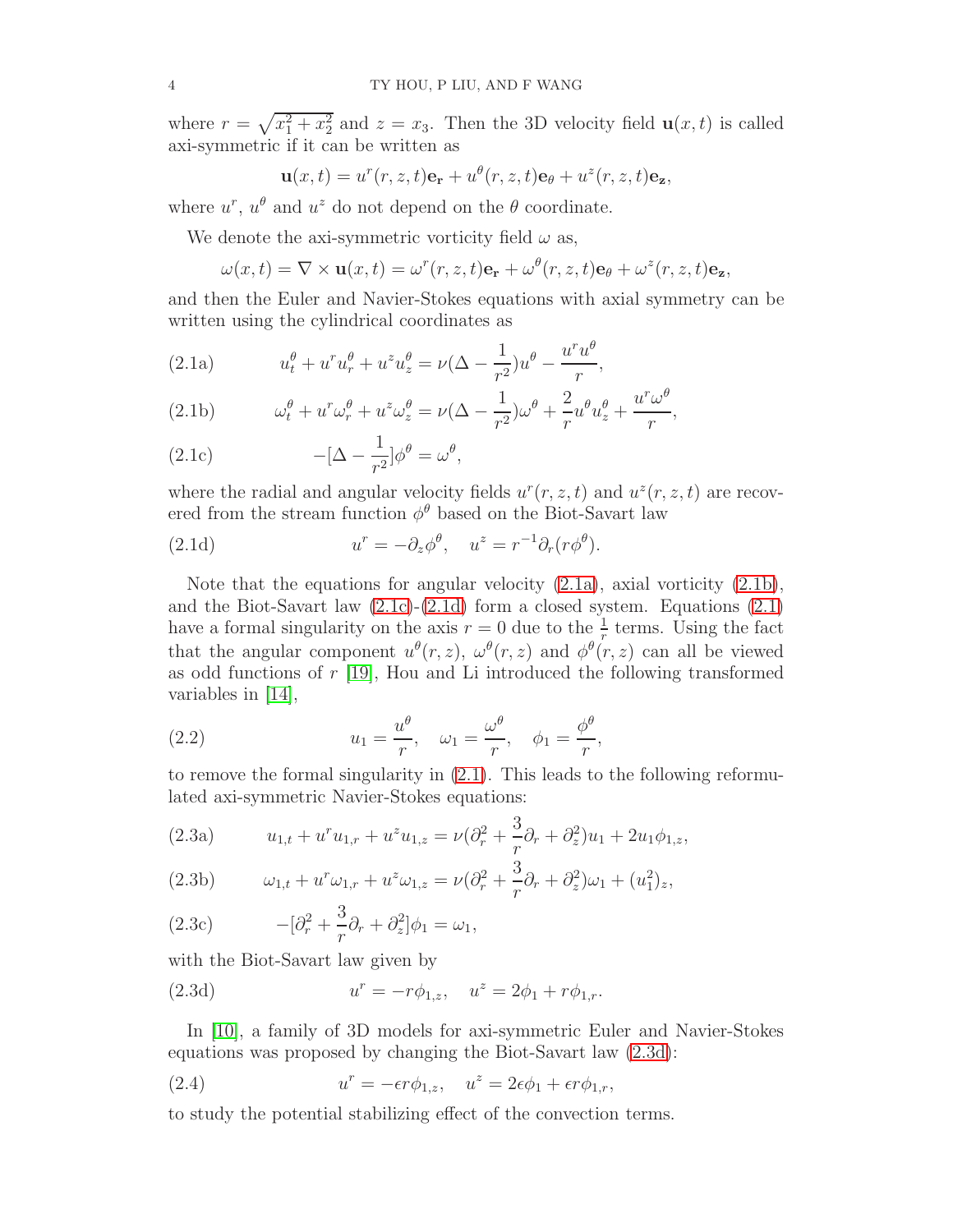where $r = \sqrt{x_1^2 + x_2^2}$ and $z = x_3$. Then the 3D velocity field $\mathbf{u}(x,t)$ is called axi-symmetric if it can be written as

$$\mathbf{u}(x,t) = u^r(r,z,t)\mathbf{e_r} + u^\theta(r,z,t)\mathbf{e}_\theta + u^z(r,z,t)\mathbf{e_z},$$

where $u^r$, $u^\theta$ and $u^z$ do not depend on the $\theta$ coordinate.

We denote the axi-symmetric vorticity field $\omega$ as,

$$\omega(x,t) = \nabla \times \mathbf{u}(x,t) = \omega^r(r,z,t)\mathbf{e_r} + \omega^\theta(r,z,t)\mathbf{e}_\theta + \omega^z(r,z,t)\mathbf{e_z},$$

and then the Euler and Navier-Stokes equations with axial symmetry can be written using the cylindrical coordinates as

$$u_t^\theta + u^r u_r^\theta + u^z u_z^\theta = \nu(\Delta - \frac{1}{r^2})u^\theta - \frac{u^r u^\theta}{r}, \tag{2.1a}$$

$$\omega_t^\theta + u^r \omega_r^\theta + u^z \omega_z^\theta = \nu(\Delta - \frac{1}{r^2})\omega^\theta + \frac{2}{r}u^\theta u_z^\theta + \frac{u^r \omega^\theta}{r}, \tag{2.1b}$$

$$-[\Delta - \frac{1}{r^2}]\phi^\theta = \omega^\theta, \tag{2.1c}$$

where the radial and angular velocity fields $u^r(r,z,t)$ and $u^z(r,z,t)$ are recovered from the stream function $\phi^\theta$ based on the Biot-Savart law

$$u^r = -\partial_z \phi^\theta, \quad u^z = r^{-1}\partial_r(r\phi^\theta). \tag{2.1d}$$

Note that the equations for angular velocity (2.1a), axial vorticity (2.1b), and the Biot-Savart law (2.1c)-(2.1d) form a closed system. Equations (2.1) have a formal singularity on the axis $r = 0$ due to the $\frac{1}{r}$ terms. Using the fact that the angular component $u^\theta(r,z)$, $\omega^\theta(r,z)$ and $\phi^\theta(r,z)$ can all be viewed as odd functions of $r$ [19], Hou and Li introduced the following transformed variables in [14],

$$u_1 = \frac{u^\theta}{r}, \quad \omega_1 = \frac{\omega^\theta}{r}, \quad \phi_1 = \frac{\phi^\theta}{r}, \tag{2.2}$$

to remove the formal singularity in (2.1). This leads to the following reformulated axi-symmetric Navier-Stokes equations:

$$u_{1,t} + u^r u_{1,r} + u^z u_{1,z} = \nu(\partial_r^2 + \frac{3}{r}\partial_r + \partial_z^2)u_1 + 2u_1\phi_{1,z}, \tag{2.3a}$$

$$\omega_{1,t} + u^r \omega_{1,r} + u^z \omega_{1,z} = \nu(\partial_r^2 + \frac{3}{r}\partial_r + \partial_z^2)\omega_1 + (u_1^2)_z, \tag{2.3b}$$

$$-[\partial_r^2 + \frac{3}{r}\partial_r + \partial_z^2]\phi_1 = \omega_1, \tag{2.3c}$$

with the Biot-Savart law given by

$$u^r = -r\phi_{1,z}, \quad u^z = 2\phi_1 + r\phi_{1,r}. \tag{2.3d}$$

In [10], a family of 3D models for axi-symmetric Euler and Navier-Stokes equations was proposed by changing the Biot-Savart law (2.3d):

$$u^r = -\epsilon r\phi_{1,z}, \quad u^z = 2\epsilon\phi_1 + \epsilon r\phi_{1,r}, \tag{2.4}$$

to study the potential stabilizing effect of the convection terms.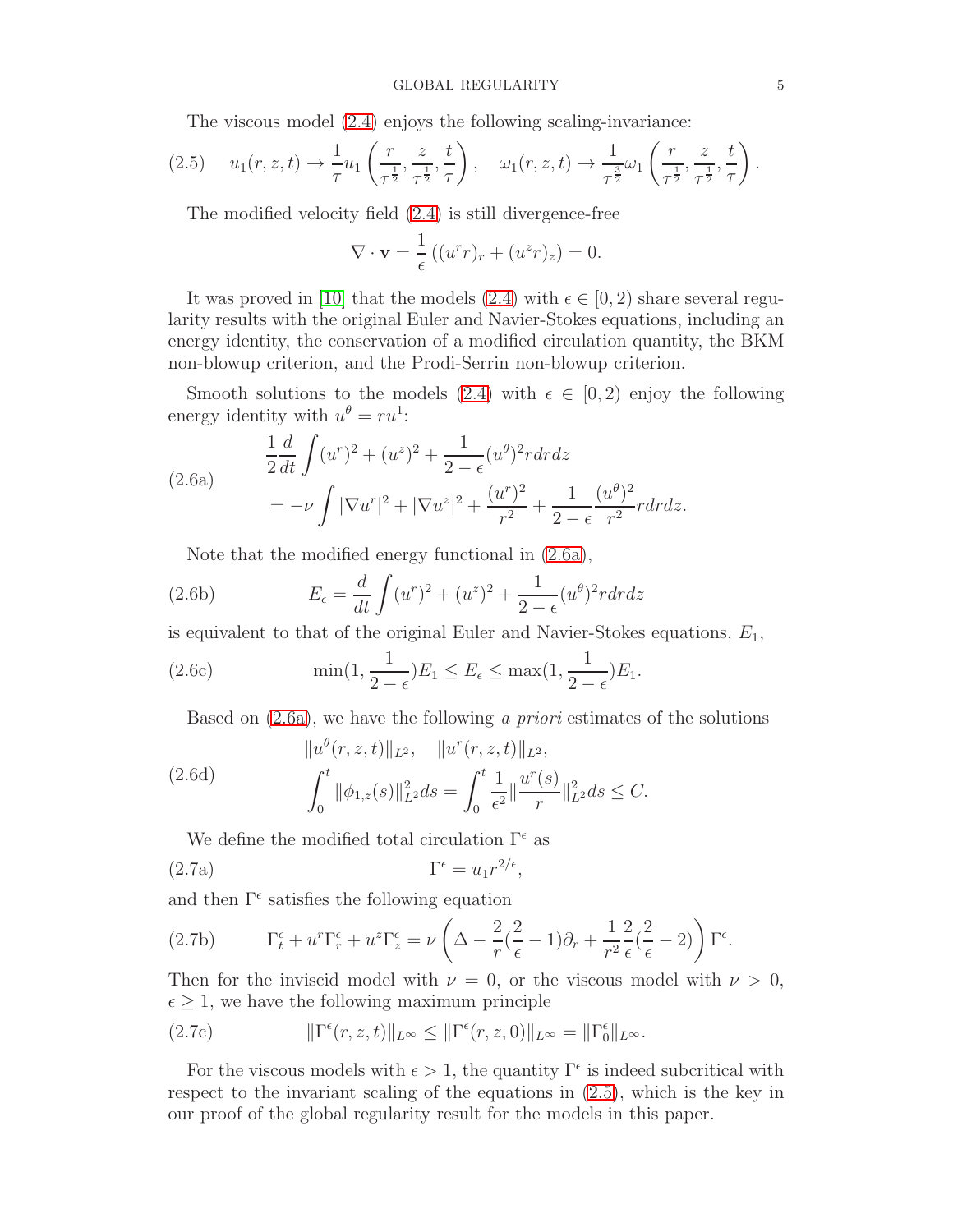The viscous model (2.4) enjoys the following scaling-invariance:

$$
u_1(r,z,t) \to \frac{1}{\tau} u_1\left(\frac{r}{\tau^{\frac{1}{2}}}, \frac{z}{\tau^{\frac{1}{2}}}, \frac{t}{\tau}\right), \quad \omega_1(r,z,t) \to \frac{1}{\tau^{\frac{3}{2}}} \omega_1\left(\frac{r}{\tau^{\frac{1}{2}}}, \frac{z}{\tau^{\frac{1}{2}}}, \frac{t}{\tau}\right). \tag{2.5}
$$

The modified velocity field (2.4) is still divergence-free

$$
\nabla \cdot \mathbf{v} = \frac{1}{\epsilon}\left((u^r r)_r + (u^z r)_z\right) = 0.
$$

It was proved in [10] that the models (2.4) with $\epsilon \in [0,2)$ share several regularity results with the original Euler and Navier-Stokes equations, including an energy identity, the conservation of a modified circulation quantity, the BKM non-blowup criterion, and the Prodi-Serrin non-blowup criterion.

Smooth solutions to the models (2.4) with $\epsilon \in [0,2)$ enjoy the following energy identity with $u^\theta = r u^1$:

$$
\begin{aligned}
&\frac{1}{2}\frac{d}{dt}\int (u^r)^2 + (u^z)^2 + \frac{1}{2-\epsilon}(u^\theta)^2 r dr dz \\
&= -\nu \int |\nabla u^r|^2 + |\nabla u^z|^2 + \frac{(u^r)^2}{r^2} + \frac{1}{2-\epsilon}\frac{(u^\theta)^2}{r^2} r dr dz.
\end{aligned} \tag{2.6a}
$$

Note that the modified energy functional in (2.6a),

$$
E_\epsilon = \frac{d}{dt}\int (u^r)^2 + (u^z)^2 + \frac{1}{2-\epsilon}(u^\theta)^2 r dr dz \tag{2.6b}
$$

is equivalent to that of the original Euler and Navier-Stokes equations, $E_1$,

$$
\min(1, \frac{1}{2-\epsilon}) E_1 \le E_\epsilon \le \max(1, \frac{1}{2-\epsilon}) E_1. \tag{2.6c}
$$

Based on (2.6a), we have the following *a priori* estimates of the solutions

$$
\begin{aligned}
&\|u^\theta(r,z,t)\|_{L^2}, \quad \|u^r(r,z,t)\|_{L^2}, \\
&\int_0^t \|\phi_{1,z}(s)\|_{L^2}^2 ds = \int_0^t \frac{1}{\epsilon^2}\|\frac{u^r(s)}{r}\|_{L^2}^2 ds \le C.
\end{aligned} \tag{2.6d}
$$

We define the modified total circulation $\Gamma^\epsilon$ as

$$
\Gamma^\epsilon = u_1 r^{2/\epsilon}, \tag{2.7a}
$$

and then $\Gamma^\epsilon$ satisfies the following equation

$$
\Gamma^\epsilon_t + u^r \Gamma^\epsilon_r + u^z \Gamma^\epsilon_z = \nu\left(\Delta - \frac{2}{r}(\frac{2}{\epsilon} - 1)\partial_r + \frac{1}{r^2}\frac{2}{\epsilon}(\frac{2}{\epsilon} - 2)\right)\Gamma^\epsilon. \tag{2.7b}
$$

Then for the inviscid model with $\nu = 0$, or the viscous model with $\nu > 0$, $\epsilon \ge 1$, we have the following maximum principle

$$
\|\Gamma^\epsilon(r,z,t)\|_{L^\infty} \le \|\Gamma^\epsilon(r,z,0)\|_{L^\infty} = \|\Gamma^\epsilon_0\|_{L^\infty}. \tag{2.7c}
$$

For the viscous models with $\epsilon > 1$, the quantity $\Gamma^\epsilon$ is indeed subcritical with respect to the invariant scaling of the equations in (2.5), which is the key in our proof of the global regularity result for the models in this paper.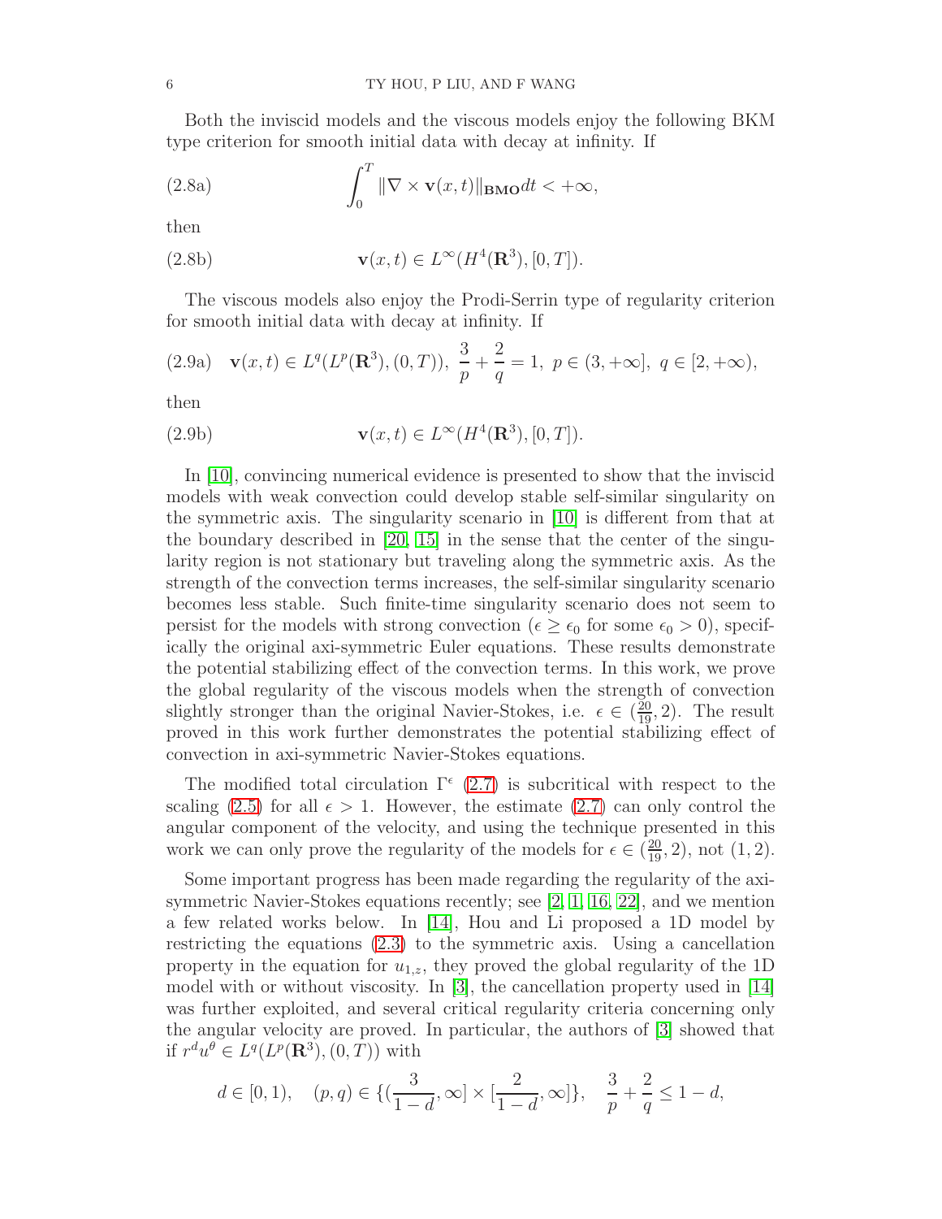Both the inviscid models and the viscous models enjoy the following BKM type criterion for smooth initial data with decay at infinity. If

$$\int_0^T \|\nabla \times \mathbf{v}(x,t)\|_{\mathbf{BMO}} dt < +\infty, \tag{2.8a}$$

then

$$\mathbf{v}(x,t) \in L^\infty(H^4(\mathbf{R}^3), [0,T]). \tag{2.8b}$$

The viscous models also enjoy the Prodi-Serrin type of regularity criterion for smooth initial data with decay at infinity. If

$$\mathbf{v}(x,t) \in L^q(L^p(\mathbf{R}^3), (0,T)),\ \frac{3}{p} + \frac{2}{q} = 1,\ p \in (3, +\infty],\ q \in [2, +\infty), \tag{2.9a}$$

then

$$\mathbf{v}(x,t) \in L^\infty(H^4(\mathbf{R}^3), [0,T]). \tag{2.9b}$$

In [10], convincing numerical evidence is presented to show that the inviscid models with weak convection could develop stable self-similar singularity on the symmetric axis. The singularity scenario in [10] is different from that at the boundary described in [20, 15] in the sense that the center of the singularity region is not stationary but traveling along the symmetric axis. As the strength of the convection terms increases, the self-similar singularity scenario becomes less stable. Such finite-time singularity scenario does not seem to persist for the models with strong convection ($\epsilon \geq \epsilon_0$ for some $\epsilon_0 > 0$), specifically the original axi-symmetric Euler equations. These results demonstrate the potential stabilizing effect of the convection terms. In this work, we prove the global regularity of the viscous models when the strength of convection slightly stronger than the original Navier-Stokes, i.e. $\epsilon \in (\frac{20}{19}, 2)$. The result proved in this work further demonstrates the potential stabilizing effect of convection in axi-symmetric Navier-Stokes equations.

The modified total circulation $\Gamma^\epsilon$ (2.7) is subcritical with respect to the scaling (2.5) for all $\epsilon > 1$. However, the estimate (2.7) can only control the angular component of the velocity, and using the technique presented in this work we can only prove the regularity of the models for $\epsilon \in (\frac{20}{19}, 2)$, not $(1, 2)$.

Some important progress has been made regarding the regularity of the axi-symmetric Navier-Stokes equations recently; see [2, 1, 16, 22], and we mention a few related works below. In [14], Hou and Li proposed a 1D model by restricting the equations (2.3) to the symmetric axis. Using a cancellation property in the equation for $u_{1,z}$, they proved the global regularity of the 1D model with or without viscosity. In [3], the cancellation property used in [14] was further exploited, and several critical regularity criteria concerning only the angular velocity are proved. In particular, the authors of [3] showed that if $r^d u^\theta \in L^q(L^p(\mathbf{R}^3), (0,T))$ with

$$d \in [0,1), \quad (p,q) \in \{(\frac{3}{1-d}, \infty] \times [\frac{2}{1-d}, \infty]\}, \quad \frac{3}{p} + \frac{2}{q} \leq 1 - d,$$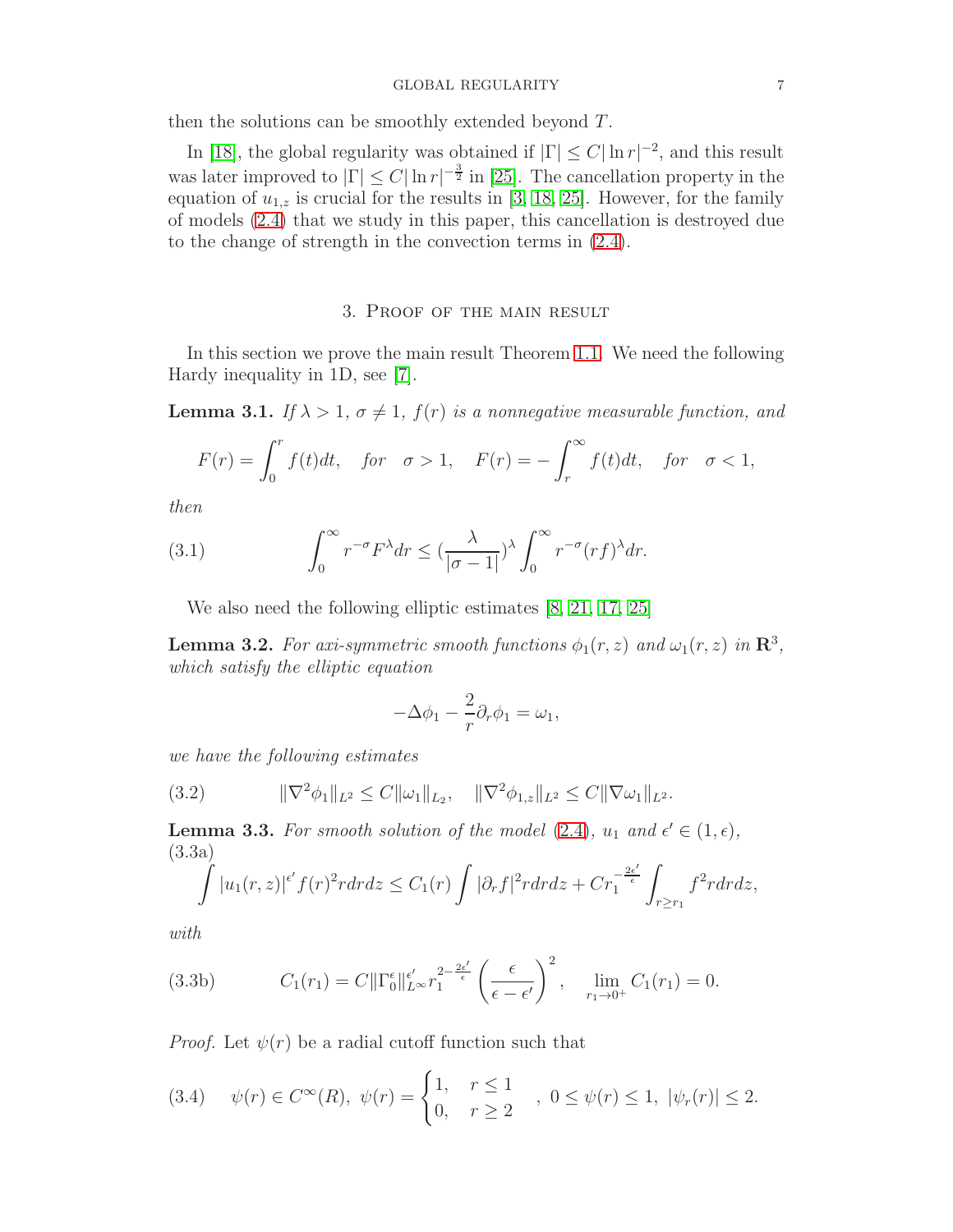then the solutions can be smoothly extended beyond $T$.

In [18], the global regularity was obtained if $|\Gamma| \le C|\ln r|^{-2}$, and this result was later improved to $|\Gamma| \le C|\ln r|^{-\frac{3}{2}}$ in [25]. The cancellation property in the equation of $u_{1,z}$ is crucial for the results in [3, 18, 25]. However, for the family of models (2.4) that we study in this paper, this cancellation is destroyed due to the change of strength in the convection terms in (2.4).

## 3. Proof of the main result

In this section we prove the main result Theorem 1.1. We need the following Hardy inequality in 1D, see [7].

**Lemma 3.1.** *If $\lambda > 1$, $\sigma \ne 1$, $f(r)$ is a nonnegative measurable function, and*

$$F(r) = \int_0^r f(t)dt, \quad for \quad \sigma > 1, \quad F(r) = -\int_r^\infty f(t)dt, \quad for \quad \sigma < 1,$$

*then*

$$\int_0^\infty r^{-\sigma} F^\lambda dr \le \left(\frac{\lambda}{|\sigma - 1|}\right)^\lambda \int_0^\infty r^{-\sigma}(rf)^\lambda dr. \tag{3.1}$$

We also need the following elliptic estimates [8, 21, 17, 25]

**Lemma 3.2.** *For axi-symmetric smooth functions $\phi_1(r,z)$ and $\omega_1(r,z)$ in $\mathbf{R}^3$, which satisfy the elliptic equation*

$$-\Delta\phi_1 - \frac{2}{r}\partial_r\phi_1 = \omega_1,$$

*we have the following estimates*

$$\|\nabla^2\phi_1\|_{L^2} \le C\|\omega_1\|_{L_2}, \quad \|\nabla^2\phi_{1,z}\|_{L^2} \le C\|\nabla\omega_1\|_{L^2}. \tag{3.2}$$

**Lemma 3.3.** *For smooth solution of the model (2.4), $u_1$ and $\epsilon' \in (1, \epsilon)$,*

$$\int |u_1(r,z)|^{\epsilon'} f(r)^2 r dr dz \le C_1(r) \int |\partial_r f|^2 r dr dz + C r_1^{-\frac{2\epsilon'}{\epsilon}} \int_{r \ge r_1} f^2 r dr dz, \tag{3.3a}$$

*with*

$$C_1(r_1) = C\|\Gamma_0^\epsilon\|_{L^\infty}^{\epsilon'} r_1^{2-\frac{2\epsilon'}{\epsilon}} \left(\frac{\epsilon}{\epsilon - \epsilon'}\right)^2, \quad \lim_{r_1 \to 0^+} C_1(r_1) = 0. \tag{3.3b}$$

*Proof.* Let $\psi(r)$ be a radial cutoff function such that

$$\psi(r) \in C^\infty(R), \ \psi(r) = \begin{cases} 1, & r \le 1 \\ 0, & r \ge 2 \end{cases}, \ 0 \le \psi(r) \le 1, \ |\psi_r(r)| \le 2. \tag{3.4}$$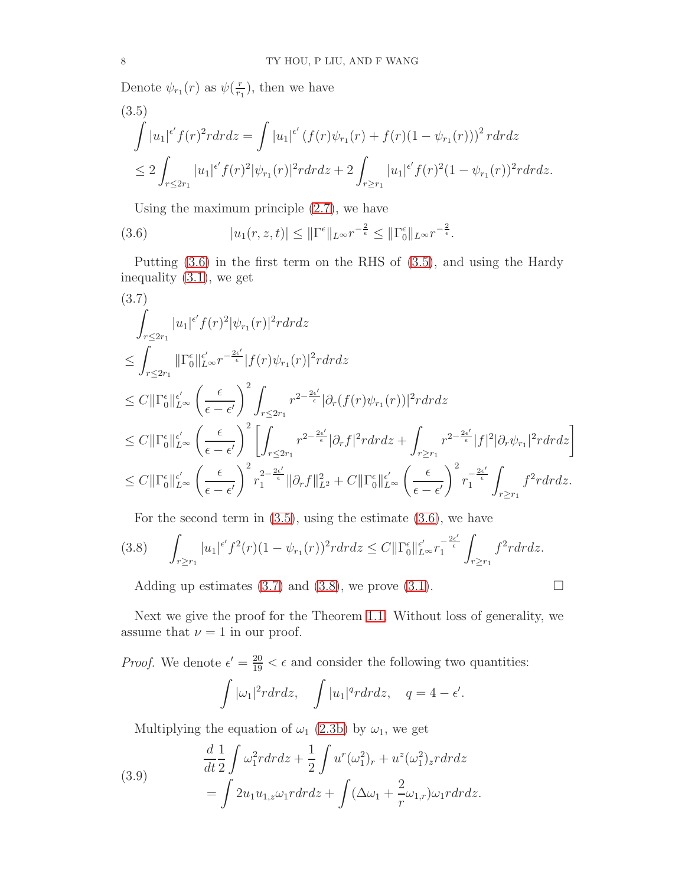Denote $\psi_{r_1}(r)$ as $\psi(\frac{r}{r_1})$, then we have

$$
\begin{aligned}
&\int |u_1|^{\epsilon'} f(r)^2 r dr dz = \int |u_1|^{\epsilon'} \left(f(r)\psi_{r_1}(r) + f(r)(1-\psi_{r_1}(r))\right)^2 r dr dz \\
&\leq 2\int_{r\leq 2r_1} |u_1|^{\epsilon'} f(r)^2 |\psi_{r_1}(r)|^2 r dr dz + 2\int_{r\geq r_1} |u_1|^{\epsilon'} f(r)^2 (1-\psi_{r_1}(r))^2 r dr dz.
\end{aligned}
\tag{3.5}
$$

Using the maximum principle (2.7), we have

$$
|u_1(r,z,t)| \leq \|\Gamma^\epsilon\|_{L^\infty} r^{-\frac{2}{\epsilon}} \leq \|\Gamma_0^\epsilon\|_{L^\infty} r^{-\frac{2}{\epsilon}}. \tag{3.6}
$$

Putting (3.6) in the first term on the RHS of (3.5), and using the Hardy inequality (3.1), we get

$$
\begin{aligned}
&\int_{r\leq 2r_1} |u_1|^{\epsilon'} f(r)^2 |\psi_{r_1}(r)|^2 r dr dz \\
&\leq \int_{r\leq 2r_1} \|\Gamma_0^\epsilon\|_{L^\infty}^{\epsilon'} r^{-\frac{2\epsilon'}{\epsilon}} |f(r)\psi_{r_1}(r)|^2 r dr dz \\
&\leq C\|\Gamma_0^\epsilon\|_{L^\infty}^{\epsilon'} \left(\frac{\epsilon}{\epsilon-\epsilon'}\right)^2 \int_{r\leq 2r_1} r^{2-\frac{2\epsilon'}{\epsilon}} |\partial_r(f(r)\psi_{r_1}(r))|^2 r dr dz \\
&\leq C\|\Gamma_0^\epsilon\|_{L^\infty}^{\epsilon'} \left(\frac{\epsilon}{\epsilon-\epsilon'}\right)^2 \left[\int_{r\leq 2r_1} r^{2-\frac{2\epsilon'}{\epsilon}} |\partial_r f|^2 r dr dz + \int_{r\geq r_1} r^{2-\frac{2\epsilon'}{\epsilon}} |f|^2 |\partial_r \psi_{r_1}|^2 r dr dz\right] \\
&\leq C\|\Gamma_0^\epsilon\|_{L^\infty}^{\epsilon'} \left(\frac{\epsilon}{\epsilon-\epsilon'}\right)^2 r_1^{2-\frac{2\epsilon'}{\epsilon}} \|\partial_r f\|_{L^2}^2 + C\|\Gamma_0^\epsilon\|_{L^\infty}^{\epsilon'} \left(\frac{\epsilon}{\epsilon-\epsilon'}\right)^2 r_1^{-\frac{2\epsilon'}{\epsilon}} \int_{r\geq r_1} f^2 r dr dz.
\end{aligned}
\tag{3.7}
$$

For the second term in (3.5), using the estimate (3.6), we have

$$
\int_{r\geq r_1} |u_1|^{\epsilon'} f^2(r)(1-\psi_{r_1}(r))^2 r dr dz \leq C\|\Gamma_0^\epsilon\|_{L^\infty}^{\epsilon'} r_1^{-\frac{2\epsilon'}{\epsilon}} \int_{r\geq r_1} f^2 r dr dz. \tag{3.8}
$$

Adding up estimates (3.7) and (3.8), we prove (3.1). $\square$

Next we give the proof for the Theorem 1.1. Without loss of generality, we assume that $\nu = 1$ in our proof.

*Proof.* We denote $\epsilon' = \frac{20}{19} < \epsilon$ and consider the following two quantities:

$$
\int |\omega_1|^2 r dr dz, \quad \int |u_1|^q r dr dz, \quad q = 4 - \epsilon'.
$$

Multiplying the equation of $\omega_1$ (2.3b) by $\omega_1$, we get

$$
\begin{aligned}
&\frac{d}{dt}\frac{1}{2}\int \omega_1^2 r dr dz + \frac{1}{2}\int u^r(\omega_1^2)_r + u^z(\omega_1^2)_z r dr dz \\
&= \int 2u_1 u_{1,z}\omega_1 r dr dz + \int (\Delta\omega_1 + \frac{2}{r}\omega_{1,r})\omega_1 r dr dz.
\end{aligned}
\tag{3.9}
$$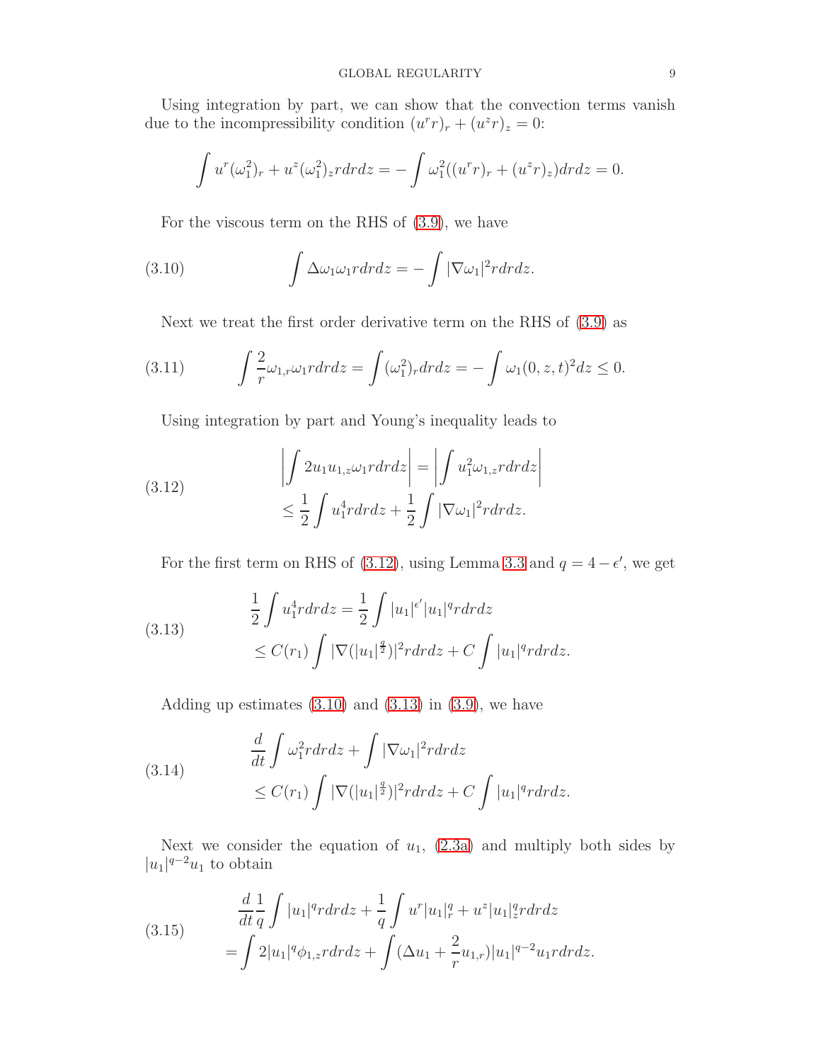Using integration by part, we can show that the convection terms vanish due to the incompressibility condition $(u^r r)_r + (u^z r)_z = 0$:

$$\int u^r (\omega_1^2)_r + u^z (\omega_1^2)_z r dr dz = -\int \omega_1^2 ((u^r r)_r + (u^z r)_z) dr dz = 0.$$

For the viscous term on the RHS of (3.9), we have

$$\int \Delta\omega_1 \omega_1 r dr dz = -\int |\nabla \omega_1|^2 r dr dz. \tag{3.10}$$

Next we treat the first order derivative term on the RHS of (3.9) as

$$\int \frac{2}{r}\omega_{1,r}\omega_1 r dr dz = \int (\omega_1^2)_r dr dz = -\int \omega_1(0,z,t)^2 dz \le 0. \tag{3.11}$$

Using integration by part and Young's inequality leads to

$$\begin{aligned} &\left| \int 2u_1 u_{1,z} \omega_1 r dr dz \right| = \left| \int u_1^2 \omega_{1,z} r dr dz \right| \\ &\le \frac{1}{2}\int u_1^4 r dr dz + \frac{1}{2}\int |\nabla\omega_1|^2 r dr dz. \end{aligned} \tag{3.12}$$

For the first term on RHS of (3.12), using Lemma 3.3 and $q = 4 - \epsilon'$, we get

$$\begin{aligned} &\frac{1}{2}\int u_1^4 r dr dz = \frac{1}{2}\int |u_1|^{\epsilon'} |u_1|^q r dr dz \\ &\le C(r_1)\int |\nabla(|u_1|^{\frac{q}{2}})|^2 r dr dz + C\int |u_1|^q r dr dz. \end{aligned} \tag{3.13}$$

Adding up estimates (3.10) and (3.13) in (3.9), we have

$$\begin{aligned} &\frac{d}{dt}\int \omega_1^2 r dr dz + \int |\nabla \omega_1|^2 r dr dz \\ &\le C(r_1)\int |\nabla(|u_1|^{\frac{q}{2}})|^2 r dr dz + C\int |u_1|^q r dr dz. \end{aligned} \tag{3.14}$$

Next we consider the equation of $u_1$, (2.3a) and multiply both sides by $|u_1|^{q-2}u_1$ to obtain

$$\begin{aligned} &\frac{d}{dt}\frac{1}{q}\int |u_1|^q r dr dz + \frac{1}{q}\int u^r |u_1|^q_r + u^z |u_1|^q_z r dr dz \\ &= \int 2|u_1|^q \phi_{1,z} r dr dz + \int (\Delta u_1 + \frac{2}{r}u_{1,r})|u_1|^{q-2}u_1 r dr dz. \end{aligned} \tag{3.15}$$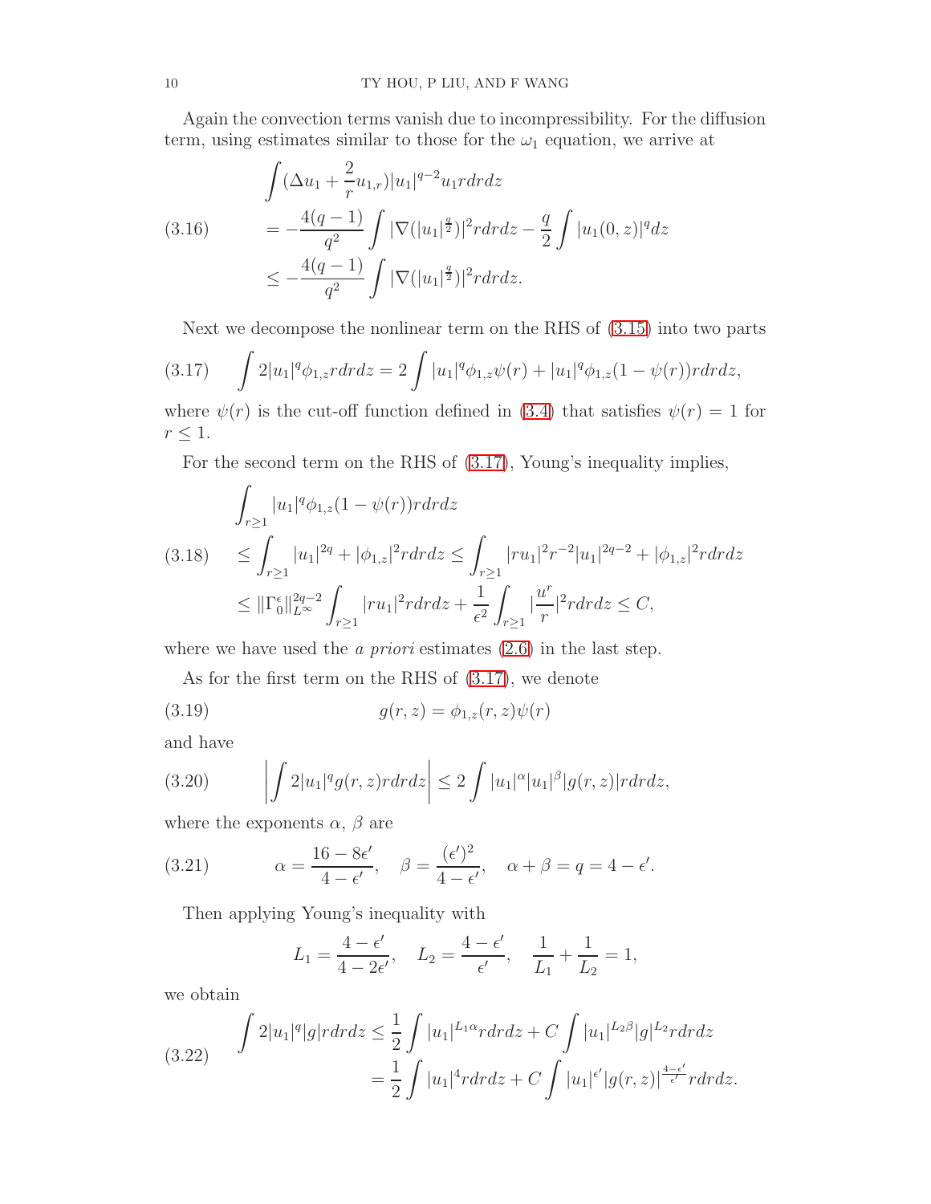Again the convection terms vanish due to incompressibility. For the diffusion term, using estimates similar to those for the $\omega_1$ equation, we arrive at

$$
\begin{aligned}
&\int (\Delta u_1 + \frac{2}{r} u_{1,r}) |u_1|^{q-2} u_1 r dr dz \\
&= -\frac{4(q-1)}{q^2} \int |\nabla (|u_1|^{\frac{q}{2}})|^2 r dr dz - \frac{q}{2} \int |u_1(0,z)|^q dz \\
&\leq -\frac{4(q-1)}{q^2} \int |\nabla (|u_1|^{\frac{q}{2}})|^2 r dr dz.
\end{aligned} \tag{3.16}
$$

Next we decompose the nonlinear term on the RHS of (3.15) into two parts

$$
\int 2|u_1|^q \phi_{1,z} r dr dz = 2\int |u_1|^q \phi_{1,z} \psi(r) + |u_1|^q \phi_{1,z}(1-\psi(r)) r dr dz, \tag{3.17}
$$

where $\psi(r)$ is the cut-off function defined in (3.4) that satisfies $\psi(r) = 1$ for $r \leq 1$.

For the second term on the RHS of (3.17), Young's inequality implies,

$$
\begin{aligned}
&\int_{r\geq 1} |u_1|^q \phi_{1,z}(1-\psi(r)) r dr dz \\
&\leq \int_{r\geq 1} |u_1|^{2q} + |\phi_{1,z}|^2 r dr dz \leq \int_{r \geq 1} |r u_1|^2 r^{-2} |u_1|^{2q-2} + |\phi_{1,z}|^2 r dr dz \\
&\leq \|\Gamma_0^\epsilon\|_{L^\infty}^{2q-2} \int_{r\geq 1} |r u_1|^2 r dr dz + \frac{1}{\epsilon^2} \int_{r\geq 1} |\frac{u^r}{r}|^2 r dr dz \leq C,
\end{aligned} \tag{3.18}
$$

where we have used the *a priori* estimates (2.6) in the last step.

As for the first term on the RHS of (3.17), we denote

$$
g(r,z) = \phi_{1,z}(r,z)\psi(r) \tag{3.19}
$$

and have

$$
\left| \int 2|u_1|^q g(r,z) r dr dz \right| \leq 2 \int |u_1|^\alpha |u_1|^\beta |g(r,z)| r dr dz, \tag{3.20}
$$

where the exponents $\alpha$, $\beta$ are

$$
\alpha = \frac{16 - 8\epsilon'}{4-\epsilon'}, \quad \beta = \frac{(\epsilon')^2}{4-\epsilon'}, \quad \alpha + \beta = q = 4 - \epsilon'. \tag{3.21}
$$

Then applying Young's inequality with

$$
L_1 = \frac{4-\epsilon'}{4-2\epsilon'}, \quad L_2 = \frac{4-\epsilon'}{\epsilon'}, \quad \frac{1}{L_1} + \frac{1}{L_2} = 1,
$$

we obtain

$$
\begin{aligned}
\int 2|u_1|^q |g| r dr dz &\leq \frac{1}{2} \int |u_1|^{L_1 \alpha} r dr dz + C \int |u_1|^{L_2 \beta} |g|^{L_2} r dr dz \\
&= \frac{1}{2} \int |u_1|^4 r dr dz + C \int |u_1|^{\epsilon'} |g(r,z)|^{\frac{4-\epsilon'}{\epsilon'}} r dr dz.
\end{aligned} \tag{3.22}
$$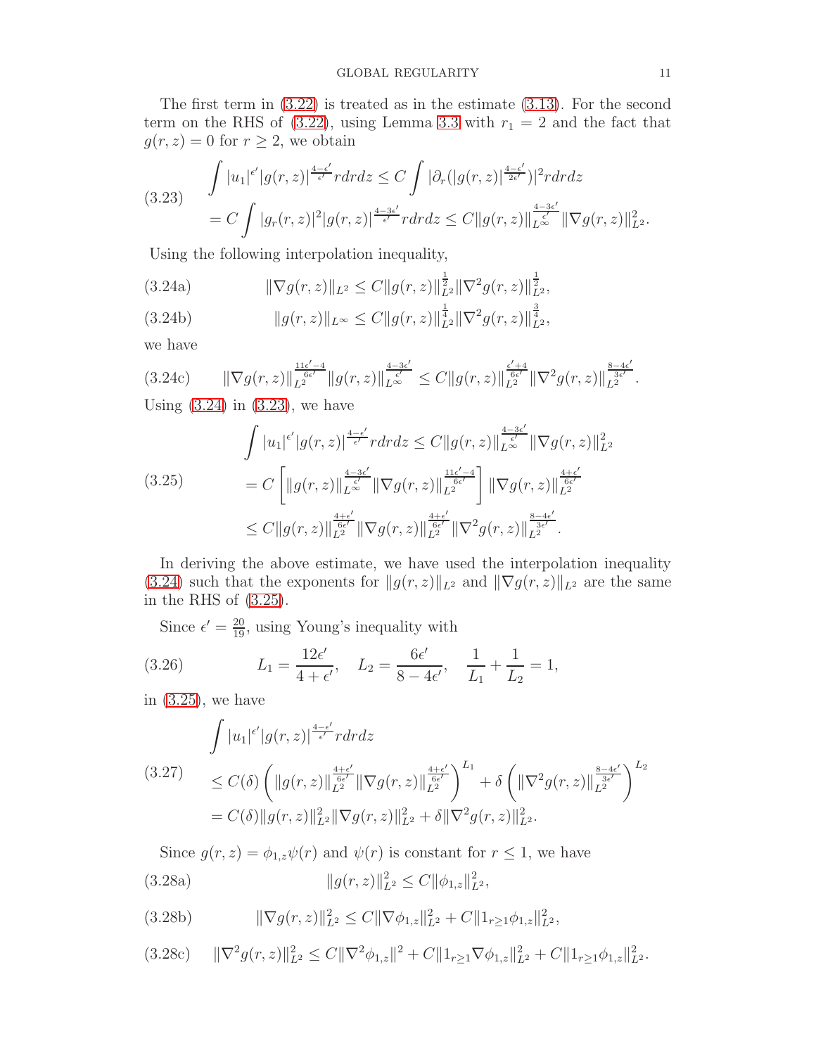The first term in (3.22) is treated as in the estimate (3.13). For the second term on the RHS of (3.22), using Lemma 3.3 with $r_1 = 2$ and the fact that $g(r,z) = 0$ for $r \geq 2$, we obtain

$$
\begin{aligned}
&\int |u_1|^{\epsilon'} |g(r,z)|^{\frac{4-\epsilon'}{\epsilon'}} r dr dz \leq C \int |\partial_r (|g(r,z)|^{\frac{4-\epsilon'}{2\epsilon'}})|^2 r dr dz \\
&= C \int |g_r(r,z)|^2 |g(r,z)|^{\frac{4-3\epsilon'}{\epsilon'}} r dr dz \leq C \|g(r,z)\|_{L^\infty}^{\frac{4-3\epsilon'}{\epsilon'}} \|\nabla g(r,z)\|_{L^2}^2.
\end{aligned}
\tag{3.23}
$$

Using the following interpolation inequality,

$$
\|\nabla g(r,z)\|_{L^2} \leq C \|g(r,z)\|_{L^2}^{\frac{1}{2}} \|\nabla^2 g(r,z)\|_{L^2}^{\frac{1}{2}}, \tag{3.24a}
$$

$$
\|g(r,z)\|_{L^\infty} \leq C \|g(r,z)\|_{L^2}^{\frac{1}{4}} \|\nabla^2 g(r,z)\|_{L^2}^{\frac{3}{4}}, \tag{3.24b}
$$

we have

$$
\|\nabla g(r,z)\|_{L^2}^{\frac{11\epsilon'-4}{6\epsilon'}} \|g(r,z)\|_{L^\infty}^{\frac{4-3\epsilon'}{\epsilon'}} \leq C \|g(r,z)\|_{L^2}^{\frac{\epsilon'+4}{6\epsilon'}} \|\nabla^2 g(r,z)\|_{L^2}^{\frac{8-4\epsilon'}{3\epsilon'}}. \tag{3.24c}
$$

Using (3.24) in (3.23), we have

$$
\begin{aligned}
&\int |u_1|^{\epsilon'} |g(r,z)|^{\frac{4-\epsilon'}{\epsilon'}} r dr dz \leq C \|g(r,z)\|_{L^\infty}^{\frac{4-3\epsilon'}{\epsilon'}} \|\nabla g(r,z)\|_{L^2}^2 \\
&= C \left[ \|g(r,z)\|_{L^\infty}^{\frac{4-3\epsilon'}{\epsilon'}} \|\nabla g(r,z)\|_{L^2}^{\frac{11\epsilon'-4}{6\epsilon'}} \right] \|\nabla g(r,z)\|_{L^2}^{\frac{4+\epsilon'}{6\epsilon'}} \\
&\leq C \|g(r,z)\|_{L^2}^{\frac{4+\epsilon'}{6\epsilon'}} \|\nabla g(r,z)\|_{L^2}^{\frac{4+\epsilon'}{6\epsilon'}} \|\nabla^2 g(r,z)\|_{L^2}^{\frac{8-4\epsilon'}{3\epsilon'}}.
\end{aligned}
\tag{3.25}
$$

In deriving the above estimate, we have used the interpolation inequality (3.24) such that the exponents for $\|g(r,z)\|_{L^2}$ and $\|\nabla g(r,z)\|_{L^2}$ are the same in the RHS of (3.25).

Since $\epsilon' = \frac{20}{19}$, using Young's inequality with

$$
L_1 = \frac{12\epsilon'}{4+\epsilon'}, \quad L_2 = \frac{6\epsilon'}{8-4\epsilon'}, \quad \frac{1}{L_1} + \frac{1}{L_2} = 1, \tag{3.26}
$$

in (3.25), we have

$$
\begin{aligned}
&\int |u_1|^{\epsilon'} |g(r,z)|^{\frac{4-\epsilon'}{\epsilon'}} r dr dz \\
&\leq C(\delta) \left( \|g(r,z)\|_{L^2}^{\frac{4+\epsilon'}{6\epsilon'}} \|\nabla g(r,z)\|_{L^2}^{\frac{4+\epsilon'}{6\epsilon'}} \right)^{L_1} + \delta \left( \|\nabla^2 g(r,z)\|_{L^2}^{\frac{8-4\epsilon'}{3\epsilon'}} \right)^{L_2} \\
&= C(\delta) \|g(r,z)\|_{L^2}^2 \|\nabla g(r,z)\|_{L^2}^2 + \delta \|\nabla^2 g(r,z)\|_{L^2}^2.
\end{aligned}
\tag{3.27}
$$

Since $g(r,z) = \phi_{1,z}\psi(r)$ and $\psi(r)$ is constant for $r \leq 1$, we have

$$
\|g(r,z)\|_{L^2}^2 \leq C \|\phi_{1,z}\|_{L^2}^2, \tag{3.28a}
$$

$$
\|\nabla g(r,z)\|_{L^2}^2 \leq C \|\nabla \phi_{1,z}\|_{L^2}^2 + C \|1_{r\geq 1} \phi_{1,z}\|_{L^2}^2, \tag{3.28b}
$$

$$
\|\nabla^2 g(r,z)\|_{L^2}^2 \leq C \|\nabla^2 \phi_{1,z}\|^2 + C \|1_{r\geq 1} \nabla \phi_{1,z}\|_{L^2}^2 + C \|1_{r\geq 1} \phi_{1,z}\|_{L^2}^2. \tag{3.28c}
$$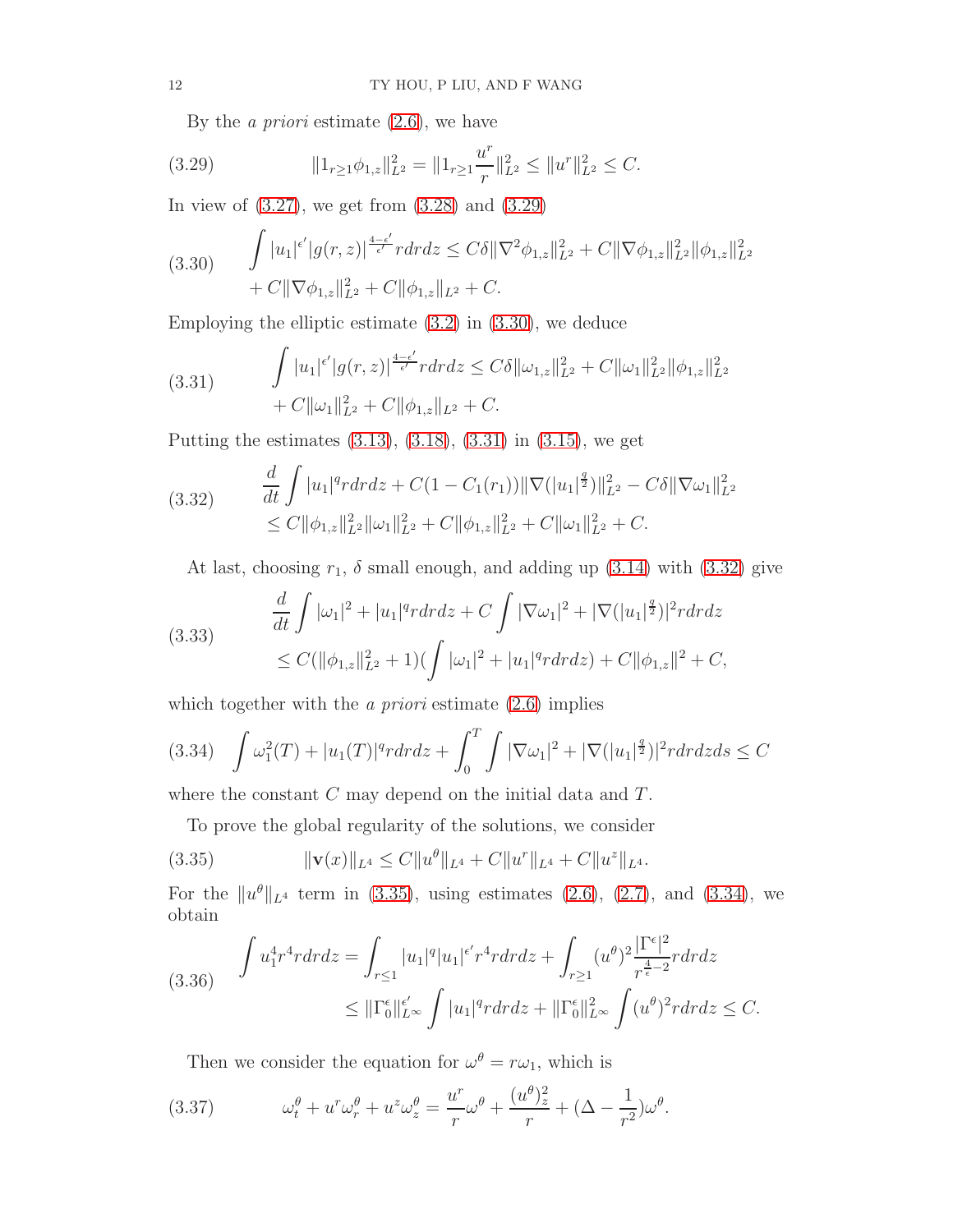By the *a priori* estimate (2.6), we have

$$\|1_{r\geq 1}\phi_{1,z}\|_{L^2}^2 = \|1_{r\geq 1}\frac{u^r}{r}\|_{L^2}^2 \leq \|u^r\|_{L^2}^2 \leq C. \tag{3.29}$$

In view of (3.27), we get from (3.28) and (3.29)

$$\begin{aligned}\int |u_1|^{\epsilon'}|g(r,z)|^{\frac{4-\epsilon'}{\epsilon'}} r dr dz &\leq C\delta\|\nabla^2\phi_{1,z}\|_{L^2}^2 + C\|\nabla\phi_{1,z}\|_{L^2}^2\|\phi_{1,z}\|_{L^2}^2 \\ &+ C\|\nabla\phi_{1,z}\|_{L^2}^2 + C\|\phi_{1,z}\|_{L^2} + C.\end{aligned} \tag{3.30}$$

Employing the elliptic estimate (3.2) in (3.30), we deduce

$$\begin{aligned}\int |u_1|^{\epsilon'}|g(r,z)|^{\frac{4-\epsilon'}{\epsilon'}} r dr dz &\leq C\delta\|\omega_{1,z}\|_{L^2}^2 + C\|\omega_1\|_{L^2}^2\|\phi_{1,z}\|_{L^2}^2 \\ &+ C\|\omega_1\|_{L^2}^2 + C\|\phi_{1,z}\|_{L^2} + C.\end{aligned} \tag{3.31}$$

Putting the estimates (3.13), (3.18), (3.31) in (3.15), we get

$$\begin{aligned}&\frac{d}{dt}\int |u_1|^q r dr dz + C(1-C_1(r_1))\|\nabla(|u_1|^{\frac{q}{2}})\|_{L^2}^2 - C\delta\|\nabla\omega_1\|_{L^2}^2 \\ &\leq C\|\phi_{1,z}\|_{L^2}^2\|\omega_1\|_{L^2}^2 + C\|\phi_{1,z}\|_{L^2}^2 + C\|\omega_1\|_{L^2}^2 + C.\end{aligned} \tag{3.32}$$

At last, choosing $r_1$, $\delta$ small enough, and adding up (3.14) with (3.32) give

$$\begin{aligned}&\frac{d}{dt}\int |\omega_1|^2 + |u_1|^q r dr dz + C\int |\nabla\omega_1|^2 + |\nabla(|u_1|^{\frac{q}{2}})|^2 r dr dz \\ &\leq C(\|\phi_{1,z}\|_{L^2}^2 + 1)\left(\int |\omega_1|^2 + |u_1|^q r dr dz\right) + C\|\phi_{1,z}\|^2 + C,\end{aligned} \tag{3.33}$$

which together with the *a priori* estimate (2.6) implies

$$\int \omega_1^2(T) + |u_1(T)|^q r dr dz + \int_0^T\int |\nabla\omega_1|^2 + |\nabla(|u_1|^{\frac{q}{2}})|^2 r dr dz ds \leq C \tag{3.34}$$

where the constant $C$ may depend on the initial data and $T$.

To prove the global regularity of the solutions, we consider

$$\|\mathbf{v}(x)\|_{L^4} \leq C\|u^\theta\|_{L^4} + C\|u^r\|_{L^4} + C\|u^z\|_{L^4}. \tag{3.35}$$

For the $\|u^\theta\|_{L^4}$ term in (3.35), using estimates (2.6), (2.7), and (3.34), we obtain

$$\begin{aligned}\int u_1^4 r^4 r dr dz &= \int_{r\leq 1} |u_1|^q |u_1|^{\epsilon'} r^4 r dr dz + \int_{r\geq 1} (u^\theta)^2\frac{|\Gamma^\epsilon|^2}{r^{\frac{4}{\epsilon}-2}} r dr dz \\ &\leq \|\Gamma_0^\epsilon\|_{L^\infty}^{\epsilon'}\int |u_1|^q r dr dz + \|\Gamma_0^\epsilon\|_{L^\infty}^2\int (u^\theta)^2 r dr dz \leq C.\end{aligned} \tag{3.36}$$

Then we consider the equation for $\omega^\theta = r\omega_1$, which is

$$\omega_t^\theta + u^r\omega_r^\theta + u^z\omega_z^\theta = \frac{u^r}{r}\omega^\theta + \frac{(u^\theta)_z^2}{r} + (\Delta - \frac{1}{r^2})\omega^\theta. \tag{3.37}$$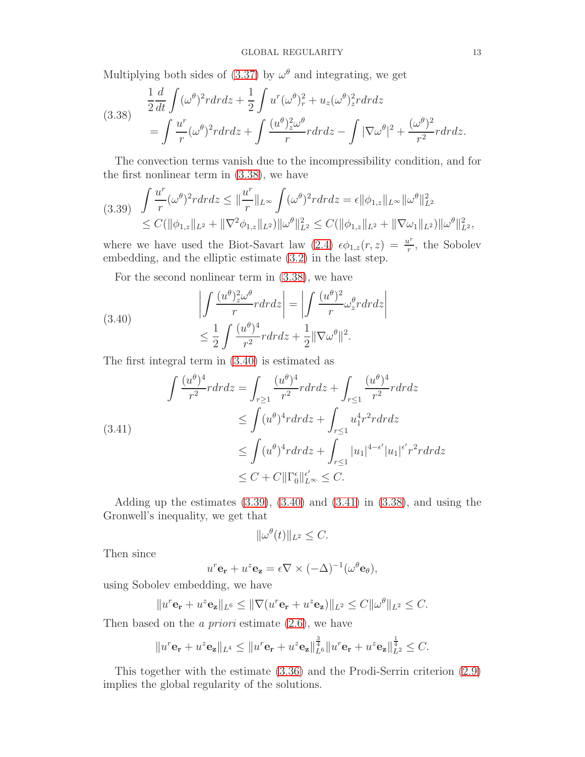Multiplying both sides of (3.37) by $\omega^\theta$ and integrating, we get

$$
\begin{aligned}
&\frac{1}{2}\frac{d}{dt}\int (\omega^\theta)^2 r dr dz + \frac{1}{2}\int u^r(\omega^\theta)_r^2 + u_z(\omega^\theta)_z^2 r dr dz \\
&= \int \frac{u^r}{r}(\omega^\theta)^2 r dr dz + \int \frac{(u^\theta)_z^2 \omega^\theta}{r} r dr dz - \int |\nabla \omega^\theta|^2 + \frac{(\omega^\theta)^2}{r^2} r dr dz.
\end{aligned}
\tag{3.38}
$$

The convection terms vanish due to the incompressibility condition, and for the first nonlinear term in (3.38), we have

$$
\begin{aligned}
\int \frac{u^r}{r}(\omega^\theta)^2 r dr dz &\leq \|\frac{u^r}{r}\|_{L^\infty} \int (\omega^\theta)^2 r dr dz = \epsilon \|\phi_{1,z}\|_{L^\infty} \|\omega^\theta\|_{L^2}^2 \\
&\leq C(\|\phi_{1,z}\|_{L^2} + \|\nabla^2 \phi_{1,z}\|_{L^2})\|\omega^\theta\|_{L^2}^2 \leq C(\|\phi_{1,z}\|_{L^2} + \|\nabla \omega_1\|_{L^2})\|\omega^\theta\|_{L^2}^2,
\end{aligned}
\tag{3.39}
$$

where we have used the Biot-Savart law (2.4) $\epsilon\phi_{1,z}(r,z) = \frac{u^r}{r}$, the Sobolev embedding, and the elliptic estimate (3.2) in the last step.

For the second nonlinear term in (3.38), we have

$$
\begin{aligned}
\left| \int \frac{(u^\theta)_z^2 \omega^\theta}{r} r dr dz \right| &= \left| \int \frac{(u^\theta)^2}{r} \omega_z^\theta r dr dz \right| \\
&\leq \frac{1}{2}\int \frac{(u^\theta)^4}{r^2} r dr dz + \frac{1}{2}\|\nabla \omega^\theta\|^2.
\end{aligned}
\tag{3.40}
$$

The first integral term in (3.40) is estimated as

$$
\begin{aligned}
\int \frac{(u^\theta)^4}{r^2} r dr dz &= \int_{r\geq 1} \frac{(u^\theta)^4}{r^2} r dr dz + \int_{r\leq 1} \frac{(u^\theta)^4}{r^2} r dr dz \\
&\leq \int (u^\theta)^4 r dr dz + \int_{r\leq 1} u_1^4 r^2 r dr dz \\
&\leq \int (u^\theta)^4 r dr dz + \int_{r\leq 1} |u_1|^{4-\epsilon'} |u_1|^{\epsilon'} r^2 r dr dz \\
&\leq C + C\|\Gamma_0^\epsilon\|_{L^\infty}^{\epsilon'} \leq C.
\end{aligned}
\tag{3.41}
$$

Adding up the estimates (3.39), (3.40) and (3.41) in (3.38), and using the Gronwell's inequality, we get that

$$
\|\omega^\theta(t)\|_{L^2} \leq C.
$$

Then since

$$
u^r \mathbf{e_r} + u^z \mathbf{e_z} = \epsilon \nabla \times (-\Delta)^{-1}(\omega^\theta \mathbf{e}_\theta),
$$

using Sobolev embedding, we have

$$
\|u^r \mathbf{e_r} + u^z \mathbf{e_z}\|_{L^6} \leq \|\nabla(u^r \mathbf{e_r} + u^z \mathbf{e_z})\|_{L^2} \leq C\|\omega^\theta\|_{L^2} \leq C.
$$

Then based on the *a priori* estimate (2.6), we have

$$
\|u^r \mathbf{e_r} + u^z \mathbf{e_z}\|_{L^4} \leq \|u^r \mathbf{e_r} + u^z \mathbf{e_z}\|_{L^6}^{\frac{3}{4}} \|u^r \mathbf{e_r} + u^z \mathbf{e_z}\|_{L^2}^{\frac{1}{4}} \leq C.
$$

This together with the estimate (3.36) and the Prodi-Serrin criterion (2.9) implies the global regularity of the solutions.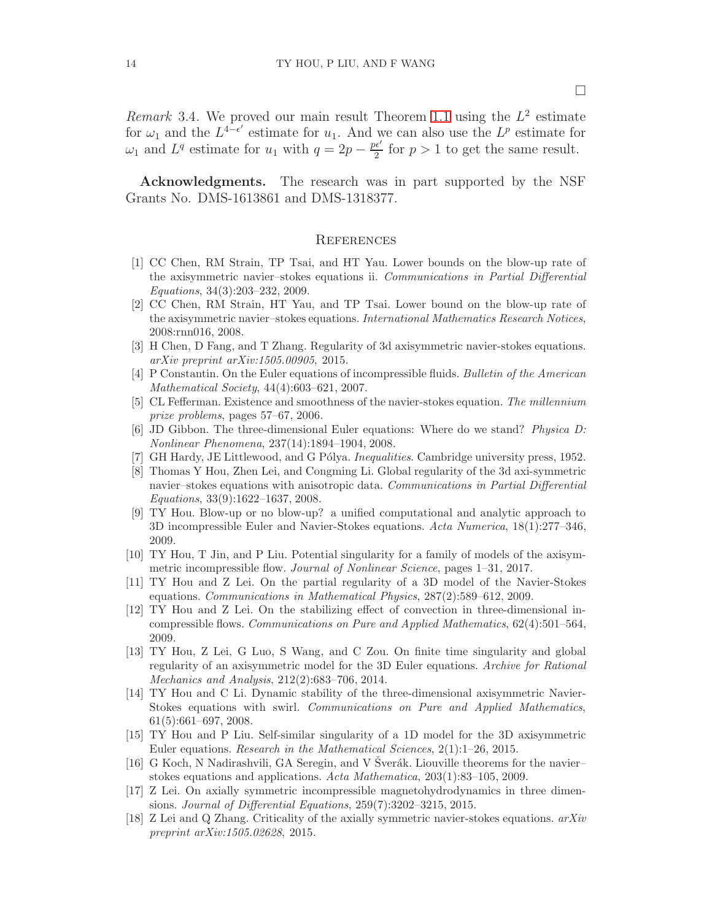□

*Remark* 3.4. We proved our main result Theorem 1.1 using the $L^2$ estimate for $\omega_1$ and the $L^{4-\epsilon'}$ estimate for $u_1$. And we can also use the $L^p$ estimate for $\omega_1$ and $L^q$ estimate for $u_1$ with $q = 2p - \frac{p\epsilon'}{2}$ for $p > 1$ to get the same result.

**Acknowledgments.** The research was in part supported by the NSF Grants No. DMS-1613861 and DMS-1318377.

## References

[1] CC Chen, RM Strain, TP Tsai, and HT Yau. Lower bounds on the blow-up rate of the axisymmetric navier–stokes equations ii. *Communications in Partial Differential Equations*, 34(3):203–232, 2009.

[2] CC Chen, RM Strain, HT Yau, and TP Tsai. Lower bound on the blow-up rate of the axisymmetric navier–stokes equations. *International Mathematics Research Notices*, 2008:rnn016, 2008.

[3] H Chen, D Fang, and T Zhang. Regularity of 3d axisymmetric navier-stokes equations. *arXiv preprint arXiv:1505.00905*, 2015.

[4] P Constantin. On the Euler equations of incompressible fluids. *Bulletin of the American Mathematical Society*, 44(4):603–621, 2007.

[5] CL Fefferman. Existence and smoothness of the navier-stokes equation. *The millennium prize problems*, pages 57–67, 2006.

[6] JD Gibbon. The three-dimensional Euler equations: Where do we stand? *Physica D: Nonlinear Phenomena*, 237(14):1894–1904, 2008.

[7] GH Hardy, JE Littlewood, and G Pólya. *Inequalities*. Cambridge university press, 1952.

[8] Thomas Y Hou, Zhen Lei, and Congming Li. Global regularity of the 3d axi-symmetric navier–stokes equations with anisotropic data. *Communications in Partial Differential Equations*, 33(9):1622–1637, 2008.

[9] TY Hou. Blow-up or no blow-up? a unified computational and analytic approach to 3D incompressible Euler and Navier-Stokes equations. *Acta Numerica*, 18(1):277–346, 2009.

[10] TY Hou, T Jin, and P Liu. Potential singularity for a family of models of the axisymmetric incompressible flow. *Journal of Nonlinear Science*, pages 1–31, 2017.

[11] TY Hou and Z Lei. On the partial regularity of a 3D model of the Navier-Stokes equations. *Communications in Mathematical Physics*, 287(2):589–612, 2009.

[12] TY Hou and Z Lei. On the stabilizing effect of convection in three-dimensional incompressible flows. *Communications on Pure and Applied Mathematics*, 62(4):501–564, 2009.

[13] TY Hou, Z Lei, G Luo, S Wang, and C Zou. On finite time singularity and global regularity of an axisymmetric model for the 3D Euler equations. *Archive for Rational Mechanics and Analysis*, 212(2):683–706, 2014.

[14] TY Hou and C Li. Dynamic stability of the three-dimensional axisymmetric Navier-Stokes equations with swirl. *Communications on Pure and Applied Mathematics*, 61(5):661–697, 2008.

[15] TY Hou and P Liu. Self-similar singularity of a 1D model for the 3D axisymmetric Euler equations. *Research in the Mathematical Sciences*, 2(1):1–26, 2015.

[16] G Koch, N Nadirashvili, GA Seregin, and V Šverák. Liouville theorems for the navier–stokes equations and applications. *Acta Mathematica*, 203(1):83–105, 2009.

[17] Z Lei. On axially symmetric incompressible magnetohydrodynamics in three dimensions. *Journal of Differential Equations*, 259(7):3202–3215, 2015.

[18] Z Lei and Q Zhang. Criticality of the axially symmetric navier-stokes equations. *arXiv preprint arXiv:1505.02628*, 2015.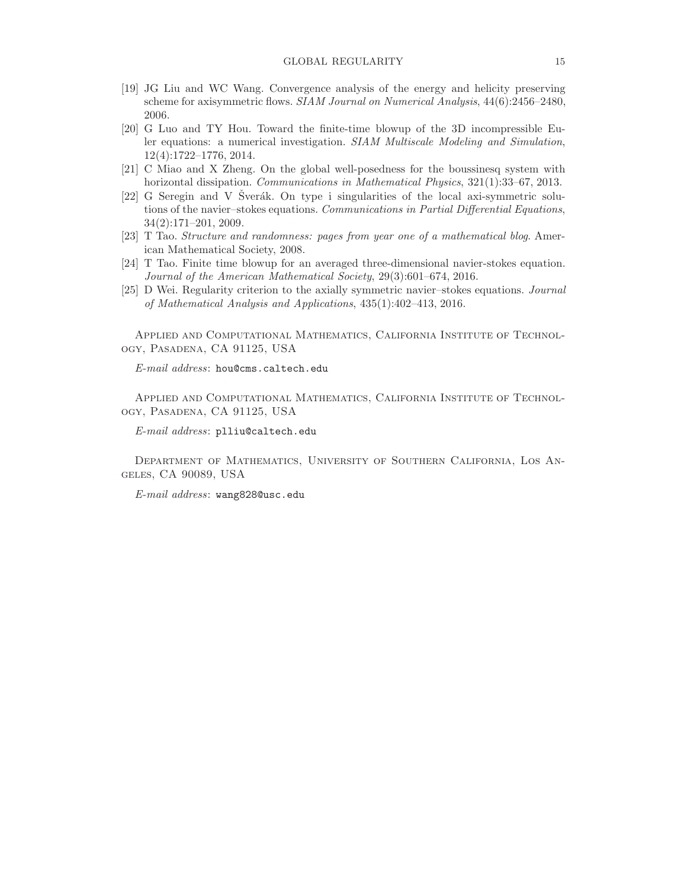[19] JG Liu and WC Wang. Convergence analysis of the energy and helicity preserving scheme for axisymmetric flows. *SIAM Journal on Numerical Analysis*, 44(6):2456–2480, 2006.

[20] G Luo and TY Hou. Toward the finite-time blowup of the 3D incompressible Euler equations: a numerical investigation. *SIAM Multiscale Modeling and Simulation*, 12(4):1722–1776, 2014.

[21] C Miao and X Zheng. On the global well-posedness for the boussinesq system with horizontal dissipation. *Communications in Mathematical Physics*, 321(1):33–67, 2013.

[22] G Seregin and V Šverák. On type i singularities of the local axi-symmetric solutions of the navier–stokes equations. *Communications in Partial Differential Equations*, 34(2):171–201, 2009.

[23] T Tao. *Structure and randomness: pages from year one of a mathematical blog*. American Mathematical Society, 2008.

[24] T Tao. Finite time blowup for an averaged three-dimensional navier-stokes equation. *Journal of the American Mathematical Society*, 29(3):601–674, 2016.

[25] D Wei. Regularity criterion to the axially symmetric navier–stokes equations. *Journal of Mathematical Analysis and Applications*, 435(1):402–413, 2016.

Applied and Computational Mathematics, California Institute of Technology, Pasadena, CA 91125, USA

*E-mail address*: hou@cms.caltech.edu

Applied and Computational Mathematics, California Institute of Technology, Pasadena, CA 91125, USA

*E-mail address*: plliu@caltech.edu

Department of Mathematics, University of Southern California, Los Angeles, CA 90089, USA

*E-mail address*: wang828@usc.edu